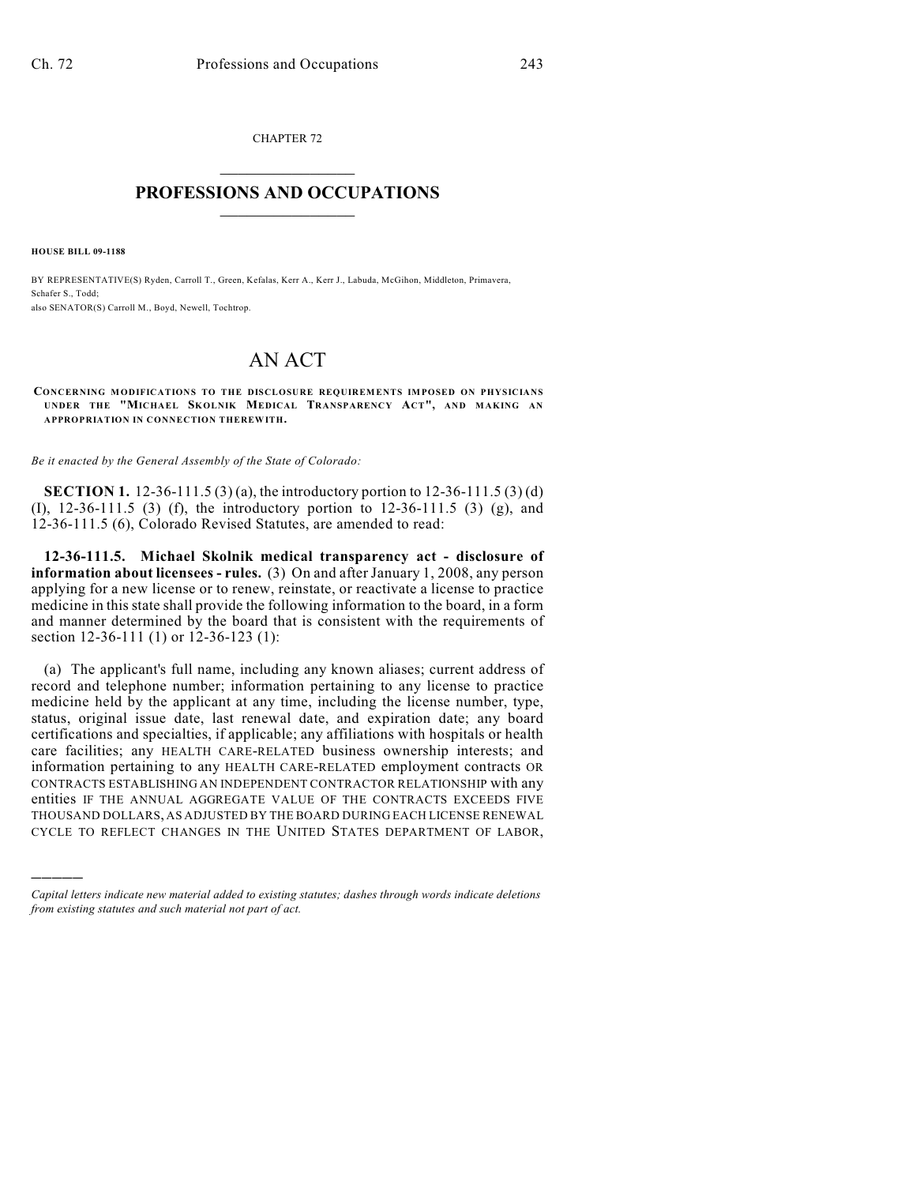CHAPTER 72

# PROFESSIONS AND OCCUPATIONS

**HOUSE BILL 09-1188**

BY REPRESENTATIVE(S) Ryden, Carroll T., Green, Kefalas, Kerr A., Kerr J., Labuda, McGihon, Middleton, Primavera, Schafer S., Todd;
also SENATOR(S) Carroll M., Boyd, Newell, Tochtrop.

# AN ACT

**CONCERNING MODIFICATIONS TO THE DISCLOSURE REQUIREMENTS IMPOSED ON PHYSICIANS UNDER THE "MICHAEL SKOLNIK MEDICAL TRANSPARENCY ACT", AND MAKING AN APPROPRIATION IN CONNECTION THEREWITH.**

*Be it enacted by the General Assembly of the State of Colorado:*

**SECTION 1.** 12-36-111.5 (3) (a), the introductory portion to 12-36-111.5 (3) (d) (I), 12-36-111.5 (3) (f), the introductory portion to 12-36-111.5 (3) (g), and 12-36-111.5 (6), Colorado Revised Statutes, are amended to read:

**12-36-111.5. Michael Skolnik medical transparency act - disclosure of information about licensees - rules.** (3) On and after January 1, 2008, any person applying for a new license or to renew, reinstate, or reactivate a license to practice medicine in this state shall provide the following information to the board, in a form and manner determined by the board that is consistent with the requirements of section 12-36-111 (1) or 12-36-123 (1):

(a) The applicant's full name, including any known aliases; current address of record and telephone number; information pertaining to any license to practice medicine held by the applicant at any time, including the license number, type, status, original issue date, last renewal date, and expiration date; any board certifications and specialties, if applicable; any affiliations with hospitals or health care facilities; any HEALTH CARE-RELATED business ownership interests; and information pertaining to any HEALTH CARE-RELATED employment contracts OR CONTRACTS ESTABLISHING AN INDEPENDENT CONTRACTOR RELATIONSHIP with any entities IF THE ANNUAL AGGREGATE VALUE OF THE CONTRACTS EXCEEDS FIVE THOUSAND DOLLARS, AS ADJUSTED BY THE BOARD DURING EACH LICENSE RENEWAL CYCLE TO REFLECT CHANGES IN THE UNITED STATES DEPARTMENT OF LABOR,

---

*Capital letters indicate new material added to existing statutes; dashes through words indicate deletions from existing statutes and such material not part of act.*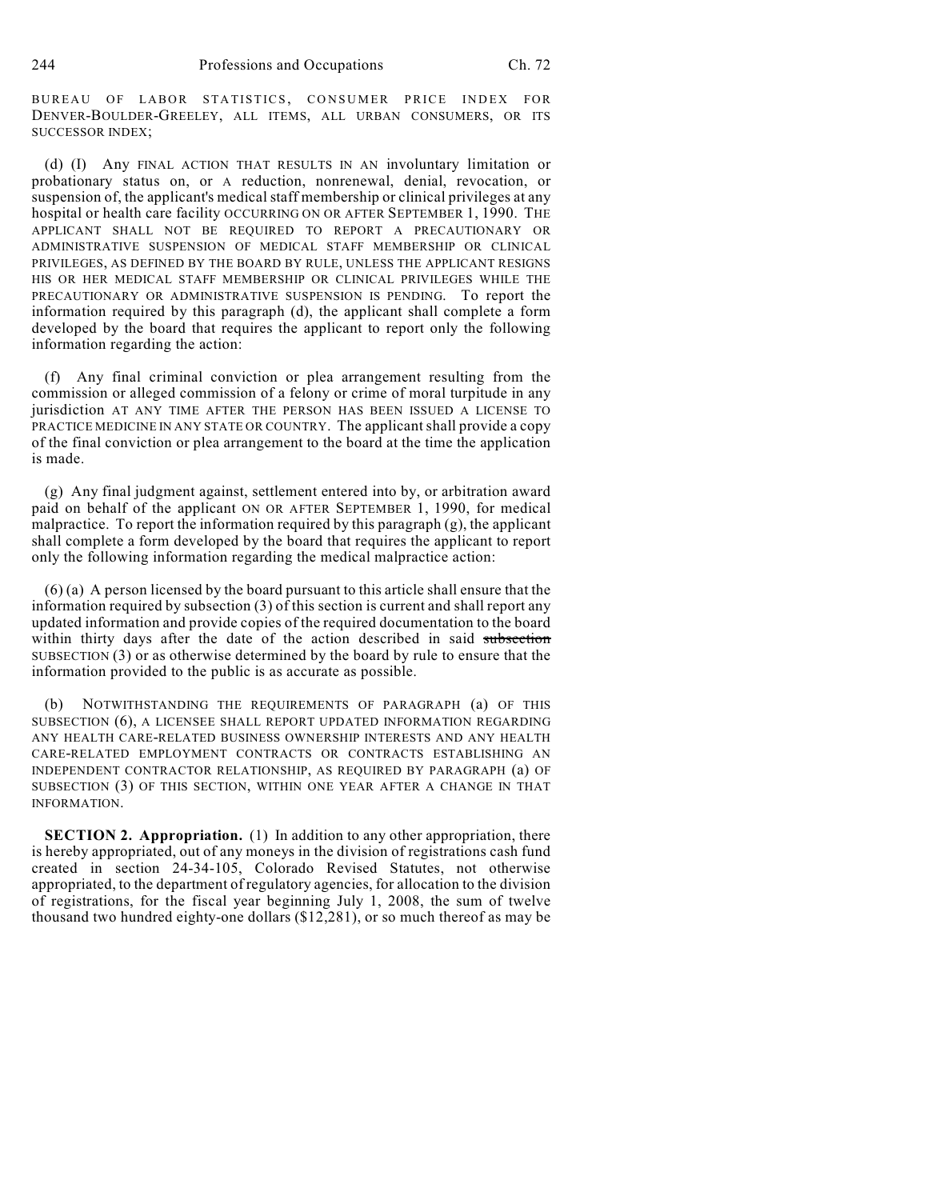BUREAU OF LABOR STATISTICS, CONSUMER PRICE INDEX FOR DENVER-BOULDER-GREELEY, ALL ITEMS, ALL URBAN CONSUMERS, OR ITS SUCCESSOR INDEX;

(d) (I) Any FINAL ACTION THAT RESULTS IN AN involuntary limitation or probationary status on, or A reduction, nonrenewal, denial, revocation, or suspension of, the applicant's medical staff membership or clinical privileges at any hospital or health care facility OCCURRING ON OR AFTER SEPTEMBER 1, 1990. THE APPLICANT SHALL NOT BE REQUIRED TO REPORT A PRECAUTIONARY OR ADMINISTRATIVE SUSPENSION OF MEDICAL STAFF MEMBERSHIP OR CLINICAL PRIVILEGES, AS DEFINED BY THE BOARD BY RULE, UNLESS THE APPLICANT RESIGNS HIS OR HER MEDICAL STAFF MEMBERSHIP OR CLINICAL PRIVILEGES WHILE THE PRECAUTIONARY OR ADMINISTRATIVE SUSPENSION IS PENDING. To report the information required by this paragraph (d), the applicant shall complete a form developed by the board that requires the applicant to report only the following information regarding the action:

(f) Any final criminal conviction or plea arrangement resulting from the commission or alleged commission of a felony or crime of moral turpitude in any jurisdiction AT ANY TIME AFTER THE PERSON HAS BEEN ISSUED A LICENSE TO PRACTICE MEDICINE IN ANY STATE OR COUNTRY. The applicant shall provide a copy of the final conviction or plea arrangement to the board at the time the application is made.

(g) Any final judgment against, settlement entered into by, or arbitration award paid on behalf of the applicant ON OR AFTER SEPTEMBER 1, 1990, for medical malpractice. To report the information required by this paragraph (g), the applicant shall complete a form developed by the board that requires the applicant to report only the following information regarding the medical malpractice action:

(6) (a) A person licensed by the board pursuant to this article shall ensure that the information required by subsection (3) of this section is current and shall report any updated information and provide copies of the required documentation to the board within thirty days after the date of the action described in said ~~subsection~~ SUBSECTION (3) or as otherwise determined by the board by rule to ensure that the information provided to the public is as accurate as possible.

(b) NOTWITHSTANDING THE REQUIREMENTS OF PARAGRAPH (a) OF THIS SUBSECTION (6), A LICENSEE SHALL REPORT UPDATED INFORMATION REGARDING ANY HEALTH CARE-RELATED BUSINESS OWNERSHIP INTERESTS AND ANY HEALTH CARE-RELATED EMPLOYMENT CONTRACTS OR CONTRACTS ESTABLISHING AN INDEPENDENT CONTRACTOR RELATIONSHIP, AS REQUIRED BY PARAGRAPH (a) OF SUBSECTION (3) OF THIS SECTION, WITHIN ONE YEAR AFTER A CHANGE IN THAT INFORMATION.

**SECTION 2. Appropriation.** (1) In addition to any other appropriation, there is hereby appropriated, out of any moneys in the division of registrations cash fund created in section 24-34-105, Colorado Revised Statutes, not otherwise appropriated, to the department of regulatory agencies, for allocation to the division of registrations, for the fiscal year beginning July 1, 2008, the sum of twelve thousand two hundred eighty-one dollars ($12,281), or so much thereof as may be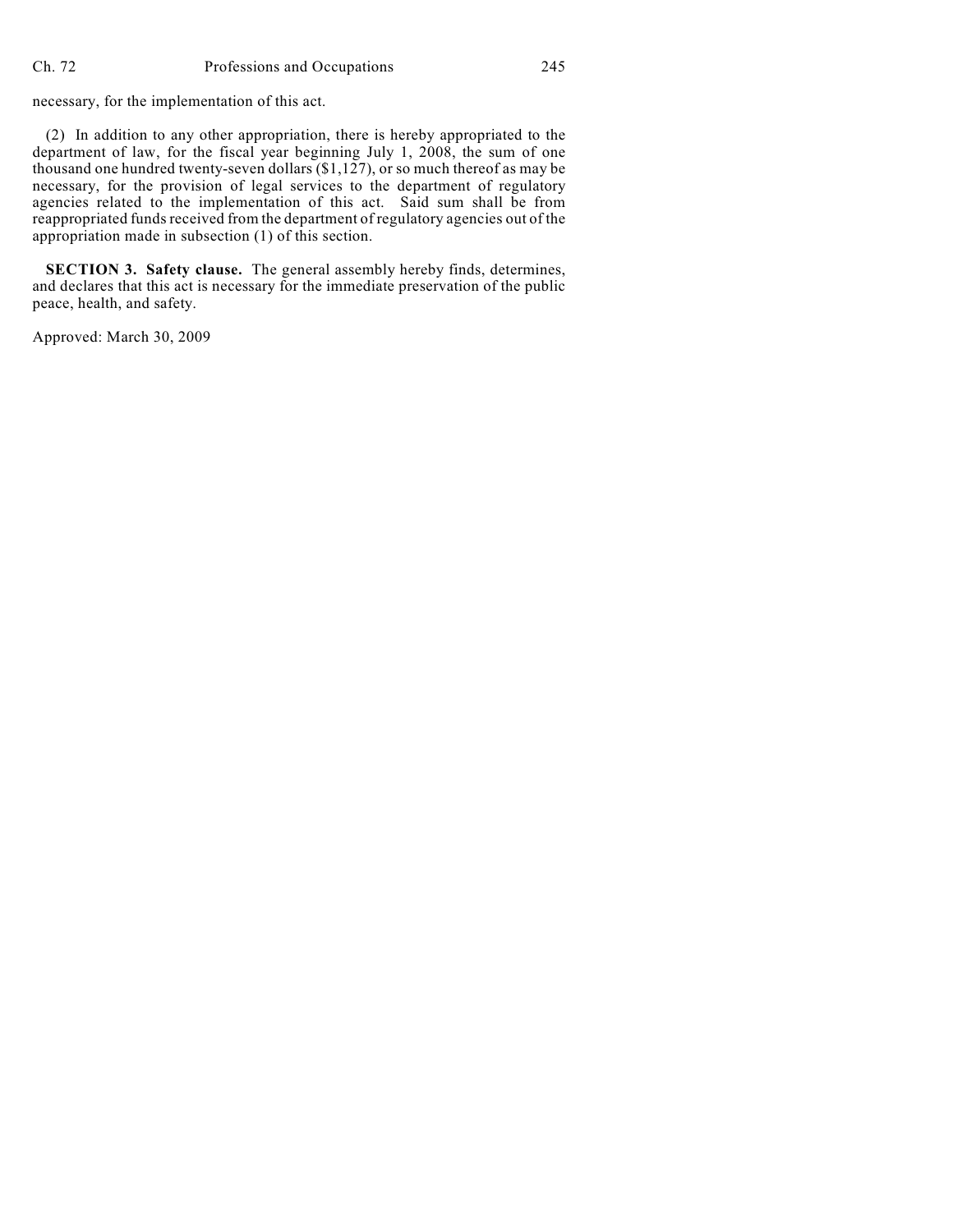necessary, for the implementation of this act.

(2) In addition to any other appropriation, there is hereby appropriated to the department of law, for the fiscal year beginning July 1, 2008, the sum of one thousand one hundred twenty-seven dollars ($1,127), or so much thereof as may be necessary, for the provision of legal services to the department of regulatory agencies related to the implementation of this act. Said sum shall be from reappropriated funds received from the department of regulatory agencies out of the appropriation made in subsection (1) of this section.

**SECTION 3. Safety clause.** The general assembly hereby finds, determines, and declares that this act is necessary for the immediate preservation of the public peace, health, and safety.

Approved: March 30, 2009